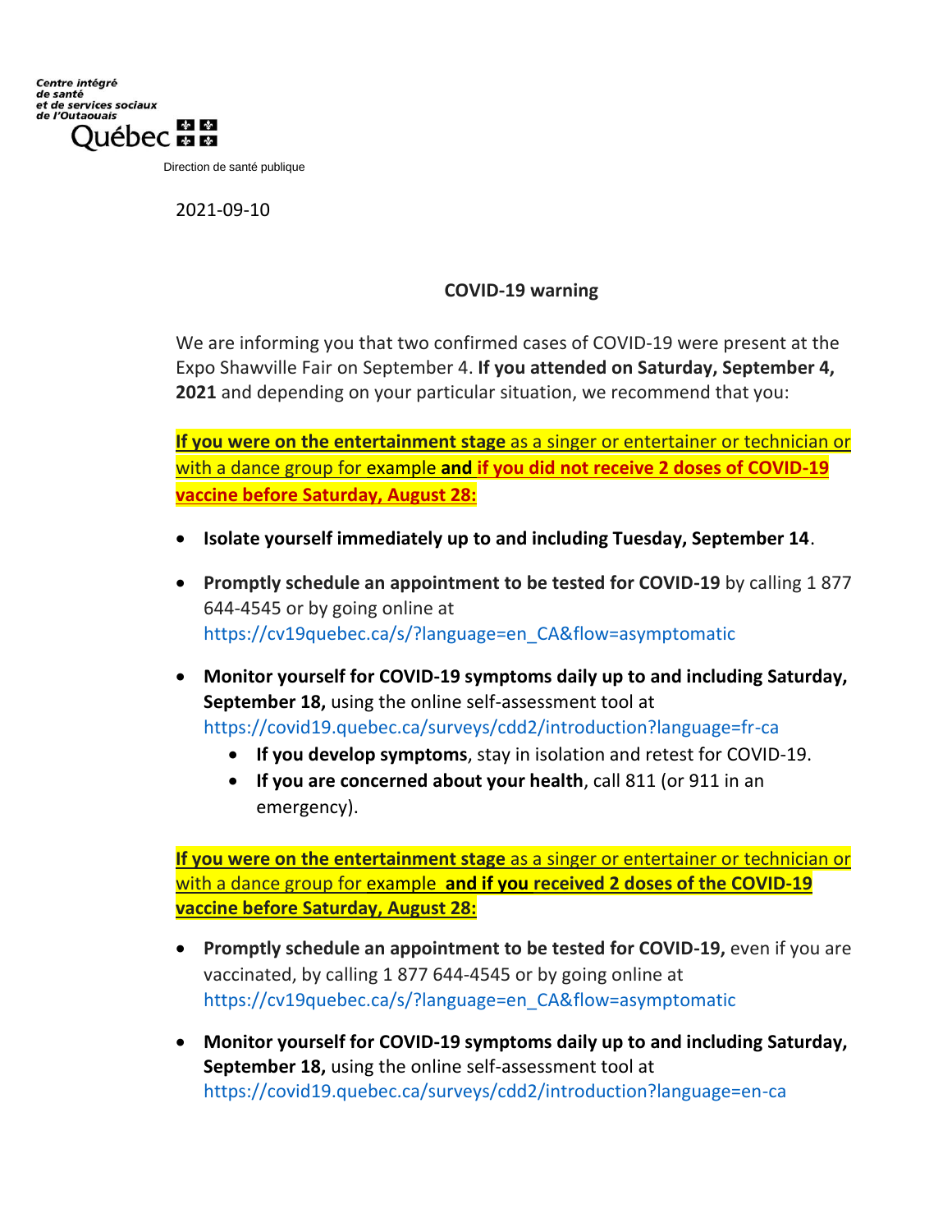Centre intégré
de santé
et de services sociaux
de l'Outaouais

Québec

Direction de santé publique

2021-09-10

## COVID-19 warning

We are informing you that two confirmed cases of COVID-19 were present at the Expo Shawville Fair on September 4. **If you attended on Saturday, September 4, 2021** and depending on your particular situation, we recommend that you:

**If you were on the entertainment stage** as a singer or entertainer or technician or with a dance group for example **and if you did not receive 2 doses of COVID-19 vaccine before Saturday, August 28:**

- **Isolate yourself immediately up to and including Tuesday, September 14**.
- **Promptly schedule an appointment to be tested for COVID-19** by calling 1 877 644-4545 or by going online at https://cv19quebec.ca/s/?language=en_CA&flow=asymptomatic
- **Monitor yourself for COVID-19 symptoms daily up to and including Saturday, September 18,** using the online self-assessment tool at https://covid19.quebec.ca/surveys/cdd2/introduction?language=fr-ca
  - **If you develop symptoms**, stay in isolation and retest for COVID-19.
  - **If you are concerned about your health**, call 811 (or 911 in an emergency).

**If you were on the entertainment stage** as a singer or entertainer or technician or with a dance group for example **and if you received 2 doses of the COVID-19 vaccine before Saturday, August 28:**

- **Promptly schedule an appointment to be tested for COVID-19,** even if you are vaccinated, by calling 1 877 644-4545 or by going online at https://cv19quebec.ca/s/?language=en_CA&flow=asymptomatic
- **Monitor yourself for COVID-19 symptoms daily up to and including Saturday, September 18,** using the online self-assessment tool at https://covid19.quebec.ca/surveys/cdd2/introduction?language=en-ca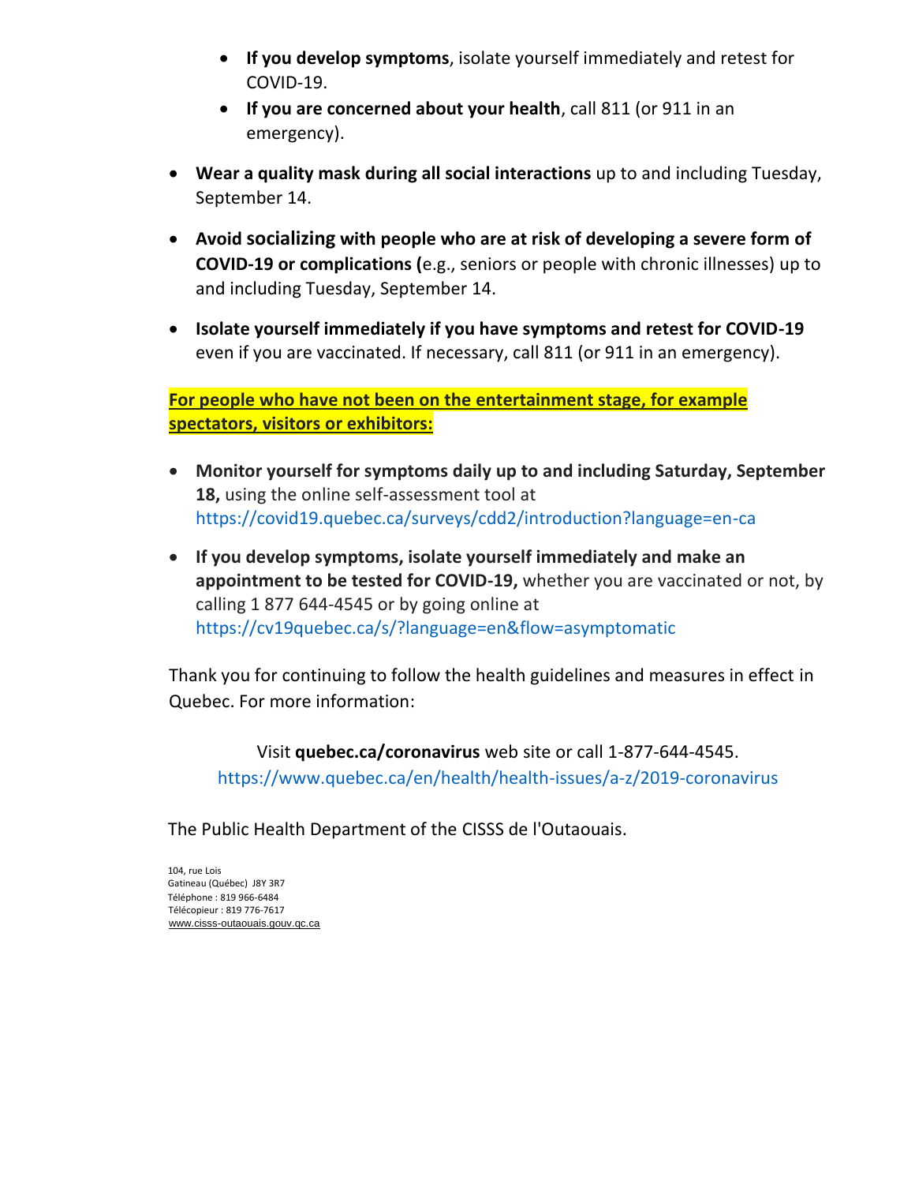- **If you develop symptoms**, isolate yourself immediately and retest for COVID-19.
  - **If you are concerned about your health**, call 811 (or 911 in an emergency).

- **Wear a quality mask during all social interactions** up to and including Tuesday, September 14.
- **Avoid socializing with people who are at risk of developing a severe form of COVID-19 or complications (**e.g., seniors or people with chronic illnesses) up to and including Tuesday, September 14.
- **Isolate yourself immediately if you have symptoms and retest for COVID-19** even if you are vaccinated. If necessary, call 811 (or 911 in an emergency).

**For people who have not been on the entertainment stage, for example spectators, visitors or exhibitors:**

- **Monitor yourself for symptoms daily up to and including Saturday, September 18,** using the online self-assessment tool at https://covid19.quebec.ca/surveys/cdd2/introduction?language=en-ca
- **If you develop symptoms, isolate yourself immediately and make an appointment to be tested for COVID-19,** whether you are vaccinated or not, by calling 1 877 644-4545 or by going online at https://cv19quebec.ca/s/?language=en&flow=asymptomatic

Thank you for continuing to follow the health guidelines and measures in effect in Quebec. For more information:

Visit **quebec.ca/coronavirus** web site or call 1-877-644-4545.
https://www.quebec.ca/en/health/health-issues/a-z/2019-coronavirus

The Public Health Department of the CISSS de l'Outaouais.

104, rue Lois
Gatineau (Québec) J8Y 3R7
Téléphone : 819 966-6484
Télécopieur : 819 776-7617
www.cisss-outaouais.gouv.qc.ca